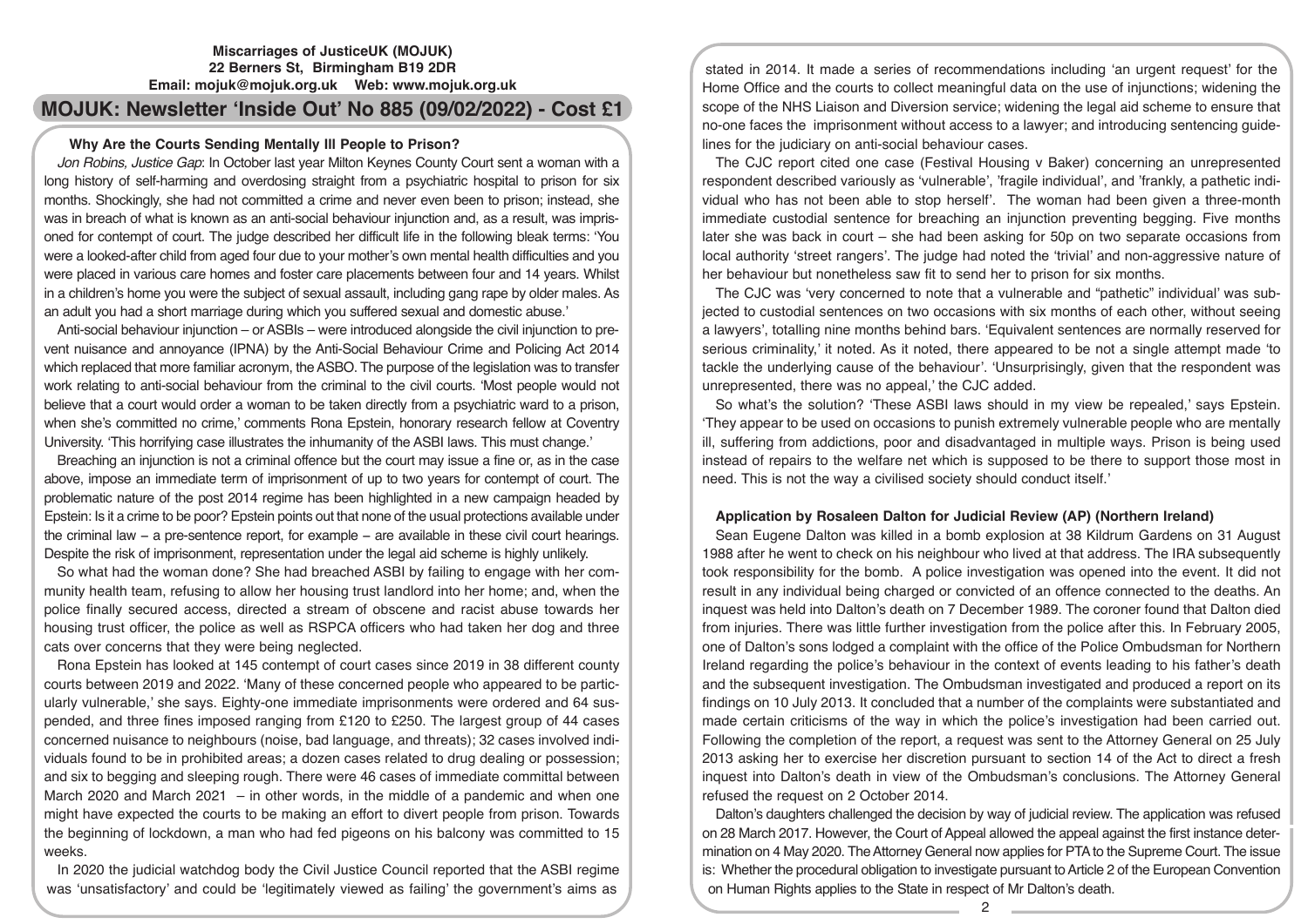**Miscarriages of JusticeUK (MOJUK)**
**22 Berners St, Birmingham B19 2DR**
**Email: mojuk@mojuk.org.uk Web: www.mojuk.org.uk**

# MOJUK: Newsletter 'Inside Out' No 885 (09/02/2022) - Cost £1

## Why Are the Courts Sending Mentally Ill People to Prison?

*Jon Robins, Justice Gap*: In October last year Milton Keynes County Court sent a woman with a long history of self-harming and overdosing straight from a psychiatric hospital to prison for six months. Shockingly, she had not committed a crime and never even been to prison; instead, she was in breach of what is known as an anti-social behaviour injunction and, as a result, was imprisoned for contempt of court. The judge described her difficult life in the following bleak terms: 'You were a looked-after child from aged four due to your mother's own mental health difficulties and you were placed in various care homes and foster care placements between four and 14 years. Whilst in a children's home you were the subject of sexual assault, including gang rape by older males. As an adult you had a short marriage during which you suffered sexual and domestic abuse.'

Anti-social behaviour injunction – or ASBIs – were introduced alongside the civil injunction to prevent nuisance and annoyance (IPNA) by the Anti-Social Behaviour Crime and Policing Act 2014 which replaced that more familiar acronym, the ASBO. The purpose of the legislation was to transfer work relating to anti-social behaviour from the criminal to the civil courts. 'Most people would not believe that a court would order a woman to be taken directly from a psychiatric ward to a prison, when she's committed no crime,' comments Rona Epstein, honorary research fellow at Coventry University. 'This horrifying case illustrates the inhumanity of the ASBI laws. This must change.'

Breaching an injunction is not a criminal offence but the court may issue a fine or, as in the case above, impose an immediate term of imprisonment of up to two years for contempt of court. The problematic nature of the post 2014 regime has been highlighted in a new campaign headed by Epstein: Is it a crime to be poor? Epstein points out that none of the usual protections available under the criminal law – a pre-sentence report, for example – are available in these civil court hearings. Despite the risk of imprisonment, representation under the legal aid scheme is highly unlikely.

So what had the woman done? She had breached ASBI by failing to engage with her community health team, refusing to allow her housing trust landlord into her home; and, when the police finally secured access, directed a stream of obscene and racist abuse towards her housing trust officer, the police as well as RSPCA officers who had taken her dog and three cats over concerns that they were being neglected.

Rona Epstein has looked at 145 contempt of court cases since 2019 in 38 different county courts between 2019 and 2022. 'Many of these concerned people who appeared to be particularly vulnerable,' she says. Eighty-one immediate imprisonments were ordered and 64 suspended, and three fines imposed ranging from £120 to £250. The largest group of 44 cases concerned nuisance to neighbours (noise, bad language, and threats); 32 cases involved individuals found to be in prohibited areas; a dozen cases related to drug dealing or possession; and six to begging and sleeping rough. There were 46 cases of immediate committal between March 2020 and March 2021 – in other words, in the middle of a pandemic and when one might have expected the courts to be making an effort to divert people from prison. Towards the beginning of lockdown, a man who had fed pigeons on his balcony was committed to 15 weeks.

In 2020 the judicial watchdog body the Civil Justice Council reported that the ASBI regime was 'unsatisfactory' and could be 'legitimately viewed as failing' the government's aims as stated in 2014. It made a series of recommendations including 'an urgent request' for the Home Office and the courts to collect meaningful data on the use of injunctions; widening the scope of the NHS Liaison and Diversion service; widening the legal aid scheme to ensure that no-one faces the imprisonment without access to a lawyer; and introducing sentencing guidelines for the judiciary on anti-social behaviour cases.

The CJC report cited one case (Festival Housing v Baker) concerning an unrepresented respondent described variously as 'vulnerable', 'fragile individual', and 'frankly, a pathetic individual who has not been able to stop herself'. The woman had been given a three-month immediate custodial sentence for breaching an injunction preventing begging. Five months later she was back in court – she had been asking for 50p on two separate occasions from local authority 'street rangers'. The judge had noted the 'trivial' and non-aggressive nature of her behaviour but nonetheless saw fit to send her to prison for six months.

The CJC was 'very concerned to note that a vulnerable and "pathetic" individual' was subjected to custodial sentences on two occasions with six months of each other, without seeing a lawyers', totalling nine months behind bars. 'Equivalent sentences are normally reserved for serious criminality,' it noted. As it noted, there appeared to be not a single attempt made 'to tackle the underlying cause of the behaviour'. 'Unsurprisingly, given that the respondent was unrepresented, there was no appeal,' the CJC added.

So what's the solution? 'These ASBI laws should in my view be repealed,' says Epstein. 'They appear to be used on occasions to punish extremely vulnerable people who are mentally ill, suffering from addictions, poor and disadvantaged in multiple ways. Prison is being used instead of repairs to the welfare net which is supposed to be there to support those most in need. This is not the way a civilised society should conduct itself.'

## Application by Rosaleen Dalton for Judicial Review (AP) (Northern Ireland)

Sean Eugene Dalton was killed in a bomb explosion at 38 Kildrum Gardens on 31 August 1988 after he went to check on his neighbour who lived at that address. The IRA subsequently took responsibility for the bomb. A police investigation was opened into the event. It did not result in any individual being charged or convicted of an offence connected to the deaths. An inquest was held into Dalton's death on 7 December 1989. The coroner found that Dalton died from injuries. There was little further investigation from the police after this. In February 2005, one of Dalton's sons lodged a complaint with the office of the Police Ombudsman for Northern Ireland regarding the police's behaviour in the context of events leading to his father's death and the subsequent investigation. The Ombudsman investigated and produced a report on its findings on 10 July 2013. It concluded that a number of the complaints were substantiated and made certain criticisms of the way in which the police's investigation had been carried out. Following the completion of the report, a request was sent to the Attorney General on 25 July 2013 asking her to exercise her discretion pursuant to section 14 of the Act to direct a fresh inquest into Dalton's death in view of the Ombudsman's conclusions. The Attorney General refused the request on 2 October 2014.

Dalton's daughters challenged the decision by way of judicial review. The application was refused on 28 March 2017. However, the Court of Appeal allowed the appeal against the first instance determination on 4 May 2020. The Attorney General now applies for PTA to the Supreme Court. The issue is: Whether the procedural obligation to investigate pursuant to Article 2 of the European Convention on Human Rights applies to the State in respect of Mr Dalton's death.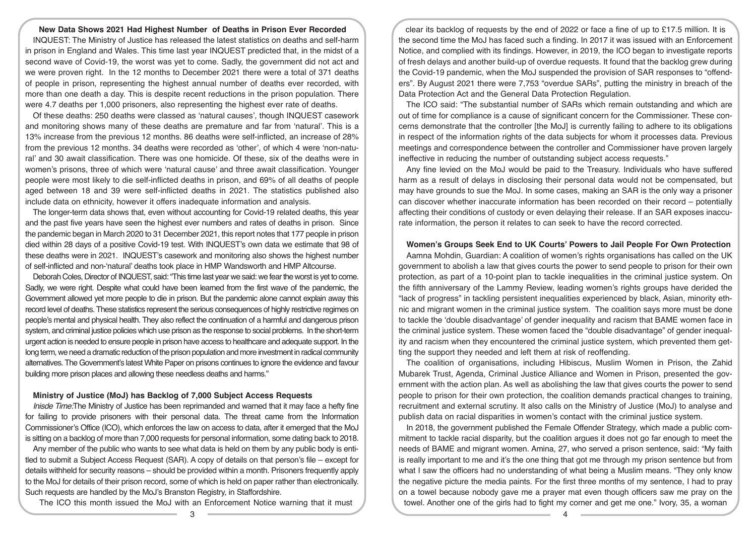### New Data Shows 2021 Had Highest Number of Deaths in Prison Ever Recorded

INQUEST: The Ministry of Justice has released the latest statistics on deaths and self-harm in prison in England and Wales. This time last year INQUEST predicted that, in the midst of a second wave of Covid-19, the worst was yet to come. Sadly, the government did not act and we were proven right. In the 12 months to December 2021 there were a total of 371 deaths of people in prison, representing the highest annual number of deaths ever recorded, with more than one death a day. This is despite recent reductions in the prison population. There were 4.7 deaths per 1,000 prisoners, also representing the highest ever rate of deaths.

Of these deaths: 250 deaths were classed as 'natural causes', though INQUEST casework and monitoring shows many of these deaths are premature and far from 'natural'. This is a 13% increase from the previous 12 months. 86 deaths were self-inflicted, an increase of 28% from the previous 12 months. 34 deaths were recorded as 'other', of which 4 were 'non-natural' and 30 await classification. There was one homicide. Of these, six of the deaths were in women's prisons, three of which were 'natural cause' and three await classification. Younger people were most likely to die self-inflicted deaths in prison, and 69% of all deaths of people aged between 18 and 39 were self-inflicted deaths in 2021. The statistics published also include data on ethnicity, however it offers inadequate information and analysis.

The longer-term data shows that, even without accounting for Covid-19 related deaths, this year and the past five years have seen the highest ever numbers and rates of deaths in prison. Since the pandemic began in March 2020 to 31 December 2021, this report notes that 177 people in prison died within 28 days of a positive Covid-19 test. With INQUEST's own data we estimate that 98 of these deaths were in 2021. INQUEST's casework and monitoring also shows the highest number of self-inflicted and non-'natural' deaths took place in HMP Wandsworth and HMP Altcourse.

Deborah Coles, Director of INQUEST, said: "This time last year we said: we fear the worst is yet to come. Sadly, we were right. Despite what could have been learned from the first wave of the pandemic, the Government allowed yet more people to die in prison. But the pandemic alone cannot explain away this record level of deaths. These statistics represent the serious consequences of highly restrictive regimes on people's mental and physical health. They also reflect the continuation of a harmful and dangerous prison system, and criminal justice policies which use prison as the response to social problems. In the short-term urgent action is needed to ensure people in prison have access to healthcare and adequate support. In the long term, we need a dramatic reduction of the prison population and more investment in radical community alternatives. The Government's latest White Paper on prisons continues to ignore the evidence and favour building more prison places and allowing these needless deaths and harms."

### Ministry of Justice (MoJ) has Backlog of 7,000 Subject Access Requests

*Inisde Time:*The Ministry of Justice has been reprimanded and warned that it may face a hefty fine for failing to provide prisoners with their personal data. The threat came from the Information Commissioner's Office (ICO), which enforces the law on access to data, after it emerged that the MoJ is sitting on a backlog of more than 7,000 requests for personal information, some dating back to 2018.

Any member of the public who wants to see what data is held on them by any public body is entitled to submit a Subject Access Request (SAR). A copy of details on that person's file – except for details withheld for security reasons – should be provided within a month. Prisoners frequently apply to the MoJ for details of their prison record, some of which is held on paper rather than electronically. Such requests are handled by the MoJ's Branston Registry, in Staffordshire.

The ICO this month issued the MoJ with an Enforcement Notice warning that it must clear its backlog of requests by the end of 2022 or face a fine of up to £17.5 million. It is the second time the MoJ has faced such a finding. In 2017 it was issued with an Enforcement Notice, and complied with its findings. However, in 2019, the ICO began to investigate reports of fresh delays and another build-up of overdue requests. It found that the backlog grew during the Covid-19 pandemic, when the MoJ suspended the provision of SAR responses to "offenders". By August 2021 there were 7,753 "overdue SARs", putting the ministry in breach of the Data Protection Act and the General Data Protection Regulation.

The ICO said: "The substantial number of SARs which remain outstanding and which are out of time for compliance is a cause of significant concern for the Commissioner. These concerns demonstrate that the controller [the MoJ] is currently failing to adhere to its obligations in respect of the information rights of the data subjects for whom it processes data. Previous meetings and correspondence between the controller and Commissioner have proven largely ineffective in reducing the number of outstanding subject access requests."

Any fine levied on the MoJ would be paid to the Treasury. Individuals who have suffered harm as a result of delays in disclosing their personal data would not be compensated, but may have grounds to sue the MoJ. In some cases, making an SAR is the only way a prisoner can discover whether inaccurate information has been recorded on their record – potentially affecting their conditions of custody or even delaying their release. If an SAR exposes inaccurate information, the person it relates to can seek to have the record corrected.

### Women's Groups Seek End to UK Courts' Powers to Jail People For Own Protection

Aamna Mohdin, Guardian: A coalition of women's rights organisations has called on the UK government to abolish a law that gives courts the power to send people to prison for their own protection, as part of a 10-point plan to tackle inequalities in the criminal justice system. On the fifth anniversary of the Lammy Review, leading women's rights groups have derided the "lack of progress" in tackling persistent inequalities experienced by black, Asian, minority ethnic and migrant women in the criminal justice system. The coalition says more must be done to tackle the 'double disadvantage' of gender inequality and racism that BAME women face in the criminal justice system. These women faced the "double disadvantage" of gender inequality and racism when they encountered the criminal justice system, which prevented them getting the support they needed and left them at risk of reoffending.

The coalition of organisations, including Hibiscus, Muslim Women in Prison, the Zahid Mubarek Trust, Agenda, Criminal Justice Alliance and Women in Prison, presented the government with the action plan. As well as abolishing the law that gives courts the power to send people to prison for their own protection, the coalition demands practical changes to training, recruitment and external scrutiny. It also calls on the Ministry of Justice (MoJ) to analyse and publish data on racial disparities in women's contact with the criminal justice system.

In 2018, the government published the Female Offender Strategy, which made a public commitment to tackle racial disparity, but the coalition argues it does not go far enough to meet the needs of BAME and migrant women. Amina, 27, who served a prison sentence, said: "My faith is really important to me and it's the one thing that got me through my prison sentence but from what I saw the officers had no understanding of what being a Muslim means. "They only know the negative picture the media paints. For the first three months of my sentence, I had to pray on a towel because nobody gave me a prayer mat even though officers saw me pray on the towel. Another one of the girls had to fight my corner and get me one." Ivory, 35, a woman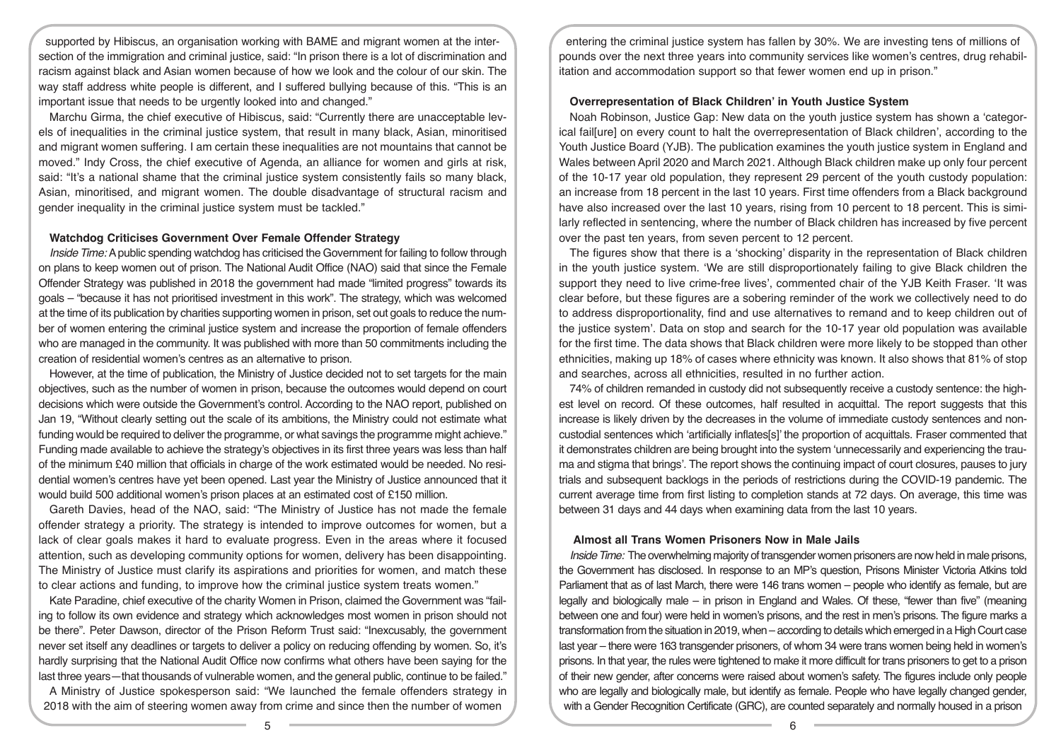supported by Hibiscus, an organisation working with BAME and migrant women at the intersection of the immigration and criminal justice, said: "In prison there is a lot of discrimination and racism against black and Asian women because of how we look and the colour of our skin. The way staff address white people is different, and I suffered bullying because of this. "This is an important issue that needs to be urgently looked into and changed."

Marchu Girma, the chief executive of Hibiscus, said: "Currently there are unacceptable levels of inequalities in the criminal justice system, that result in many black, Asian, minoritised and migrant women suffering. I am certain these inequalities are not mountains that cannot be moved." Indy Cross, the chief executive of Agenda, an alliance for women and girls at risk, said: "It's a national shame that the criminal justice system consistently fails so many black, Asian, minoritised, and migrant women. The double disadvantage of structural racism and gender inequality in the criminal justice system must be tackled."

### Watchdog Criticises Government Over Female Offender Strategy

*Inside Time:* A public spending watchdog has criticised the Government for failing to follow through on plans to keep women out of prison. The National Audit Office (NAO) said that since the Female Offender Strategy was published in 2018 the government had made "limited progress" towards its goals – "because it has not prioritised investment in this work". The strategy, which was welcomed at the time of its publication by charities supporting women in prison, set out goals to reduce the number of women entering the criminal justice system and increase the proportion of female offenders who are managed in the community. It was published with more than 50 commitments including the creation of residential women's centres as an alternative to prison.

However, at the time of publication, the Ministry of Justice decided not to set targets for the main objectives, such as the number of women in prison, because the outcomes would depend on court decisions which were outside the Government's control. According to the NAO report, published on Jan 19, "Without clearly setting out the scale of its ambitions, the Ministry could not estimate what funding would be required to deliver the programme, or what savings the programme might achieve." Funding made available to achieve the strategy's objectives in its first three years was less than half of the minimum £40 million that officials in charge of the work estimated would be needed. No residential women's centres have yet been opened. Last year the Ministry of Justice announced that it would build 500 additional women's prison places at an estimated cost of £150 million.

Gareth Davies, head of the NAO, said: "The Ministry of Justice has not made the female offender strategy a priority. The strategy is intended to improve outcomes for women, but a lack of clear goals makes it hard to evaluate progress. Even in the areas where it focused attention, such as developing community options for women, delivery has been disappointing. The Ministry of Justice must clarify its aspirations and priorities for women, and match these to clear actions and funding, to improve how the criminal justice system treats women."

Kate Paradine, chief executive of the charity Women in Prison, claimed the Government was "failing to follow its own evidence and strategy which acknowledges most women in prison should not be there". Peter Dawson, director of the Prison Reform Trust said: "Inexcusably, the government never set itself any deadlines or targets to deliver a policy on reducing offending by women. So, it's hardly surprising that the National Audit Office now confirms what others have been saying for the last three years—that thousands of vulnerable women, and the general public, continue to be failed."

A Ministry of Justice spokesperson said: "We launched the female offenders strategy in 2018 with the aim of steering women away from crime and since then the number of women entering the criminal justice system has fallen by 30%. We are investing tens of millions of pounds over the next three years into community services like women's centres, drug rehabilitation and accommodation support so that fewer women end up in prison."

### Overrepresentation of Black Children' in Youth Justice System

Noah Robinson, Justice Gap: New data on the youth justice system has shown a 'categorical fail[ure] on every count to halt the overrepresentation of Black children', according to the Youth Justice Board (YJB). The publication examines the youth justice system in England and Wales between April 2020 and March 2021. Although Black children make up only four percent of the 10-17 year old population, they represent 29 percent of the youth custody population: an increase from 18 percent in the last 10 years. First time offenders from a Black background have also increased over the last 10 years, rising from 10 percent to 18 percent. This is similarly reflected in sentencing, where the number of Black children has increased by five percent over the past ten years, from seven percent to 12 percent.

The figures show that there is a 'shocking' disparity in the representation of Black children in the youth justice system. 'We are still disproportionately failing to give Black children the support they need to live crime-free lives', commented chair of the YJB Keith Fraser. 'It was clear before, but these figures are a sobering reminder of the work we collectively need to do to address disproportionality, find and use alternatives to remand and to keep children out of the justice system'. Data on stop and search for the 10-17 year old population was available for the first time. The data shows that Black children were more likely to be stopped than other ethnicities, making up 18% of cases where ethnicity was known. It also shows that 81% of stop and searches, across all ethnicities, resulted in no further action.

74% of children remanded in custody did not subsequently receive a custody sentence: the highest level on record. Of these outcomes, half resulted in acquittal. The report suggests that this increase is likely driven by the decreases in the volume of immediate custody sentences and non-custodial sentences which 'artificially inflates[s]' the proportion of acquittals. Fraser commented that it demonstrates children are being brought into the system 'unnecessarily and experiencing the trauma and stigma that brings'. The report shows the continuing impact of court closures, pauses to jury trials and subsequent backlogs in the periods of restrictions during the COVID-19 pandemic. The current average time from first listing to completion stands at 72 days. On average, this time was between 31 days and 44 days when examining data from the last 10 years.

### Almost all Trans Women Prisoners Now in Male Jails

*Inside Time:* The overwhelming majority of transgender women prisoners are now held in male prisons, the Government has disclosed. In response to an MP's question, Prisons Minister Victoria Atkins told Parliament that as of last March, there were 146 trans women – people who identify as female, but are legally and biologically male – in prison in England and Wales. Of these, "fewer than five" (meaning between one and four) were held in women's prisons, and the rest in men's prisons. The figure marks a transformation from the situation in 2019, when – according to details which emerged in a High Court case last year – there were 163 transgender prisoners, of whom 34 were trans women being held in women's prisons. In that year, the rules were tightened to make it more difficult for trans prisoners to get to a prison of their new gender, after concerns were raised about women's safety. The figures include only people who are legally and biologically male, but identify as female. People who have legally changed gender, with a Gender Recognition Certificate (GRC), are counted separately and normally housed in a prison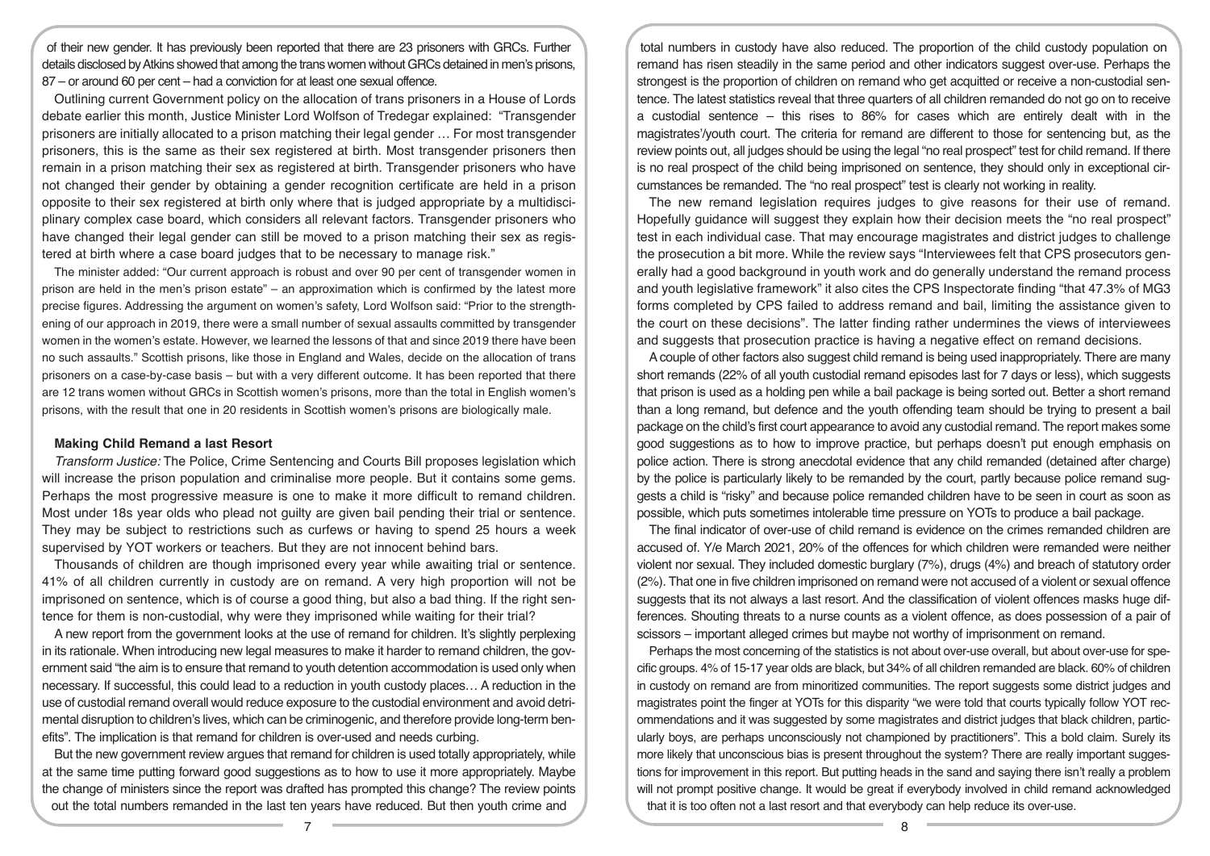of their new gender. It has previously been reported that there are 23 prisoners with GRCs. Further details disclosed by Atkins showed that among the trans women without GRCs detained in men's prisons, 87 – or around 60 per cent – had a conviction for at least one sexual offence.

Outlining current Government policy on the allocation of trans prisoners in a House of Lords debate earlier this month, Justice Minister Lord Wolfson of Tredegar explained: "Transgender prisoners are initially allocated to a prison matching their legal gender … For most transgender prisoners, this is the same as their sex registered at birth. Most transgender prisoners then remain in a prison matching their sex as registered at birth. Transgender prisoners who have not changed their gender by obtaining a gender recognition certificate are held in a prison opposite to their sex registered at birth only where that is judged appropriate by a multidisciplinary complex case board, which considers all relevant factors. Transgender prisoners who have changed their legal gender can still be moved to a prison matching their sex as registered at birth where a case board judges that to be necessary to manage risk."

The minister added: "Our current approach is robust and over 90 per cent of transgender women in prison are held in the men's prison estate" – an approximation which is confirmed by the latest more precise figures. Addressing the argument on women's safety, Lord Wolfson said: "Prior to the strengthening of our approach in 2019, there were a small number of sexual assaults committed by transgender women in the women's estate. However, we learned the lessons of that and since 2019 there have been no such assaults." Scottish prisons, like those in England and Wales, decide on the allocation of trans prisoners on a case-by-case basis – but with a very different outcome. It has been reported that there are 12 trans women without GRCs in Scottish women's prisons, more than the total in English women's prisons, with the result that one in 20 residents in Scottish women's prisons are biologically male.

## Making Child Remand a last Resort

*Transform Justice:* The Police, Crime Sentencing and Courts Bill proposes legislation which will increase the prison population and criminalise more people. But it contains some gems. Perhaps the most progressive measure is one to make it more difficult to remand children. Most under 18s year olds who plead not guilty are given bail pending their trial or sentence. They may be subject to restrictions such as curfews or having to spend 25 hours a week supervised by YOT workers or teachers. But they are not innocent behind bars.

Thousands of children are though imprisoned every year while awaiting trial or sentence. 41% of all children currently in custody are on remand. A very high proportion will not be imprisoned on sentence, which is of course a good thing, but also a bad thing. If the right sentence for them is non-custodial, why were they imprisoned while waiting for their trial?

A new report from the government looks at the use of remand for children. It's slightly perplexing in its rationale. When introducing new legal measures to make it harder to remand children, the government said "the aim is to ensure that remand to youth detention accommodation is used only when necessary. If successful, this could lead to a reduction in youth custody places… A reduction in the use of custodial remand overall would reduce exposure to the custodial environment and avoid detrimental disruption to children's lives, which can be criminogenic, and therefore provide long-term benefits". The implication is that remand for children is over-used and needs curbing.

But the new government review argues that remand for children is used totally appropriately, while at the same time putting forward good suggestions as to how to use it more appropriately. Maybe the change of ministers since the report was drafted has prompted this change? The review points out the total numbers remanded in the last ten years have reduced. But then youth crime and total numbers in custody have also reduced. The proportion of the child custody population on remand has risen steadily in the same period and other indicators suggest over-use. Perhaps the strongest is the proportion of children on remand who get acquitted or receive a non-custodial sentence. The latest statistics reveal that three quarters of all children remanded do not go on to receive a custodial sentence – this rises to 86% for cases which are entirely dealt with in the magistrates'/youth court. The criteria for remand are different to those for sentencing but, as the review points out, all judges should be using the legal "no real prospect" test for child remand. If there is no real prospect of the child being imprisoned on sentence, they should only in exceptional circumstances be remanded. The "no real prospect" test is clearly not working in reality.

The new remand legislation requires judges to give reasons for their use of remand. Hopefully guidance will suggest they explain how their decision meets the "no real prospect" test in each individual case. That may encourage magistrates and district judges to challenge the prosecution a bit more. While the review says "Interviewees felt that CPS prosecutors generally had a good background in youth work and do generally understand the remand process and youth legislative framework" it also cites the CPS Inspectorate finding "that 47.3% of MG3 forms completed by CPS failed to address remand and bail, limiting the assistance given to the court on these decisions". The latter finding rather undermines the views of interviewees and suggests that prosecution practice is having a negative effect on remand decisions.

A couple of other factors also suggest child remand is being used inappropriately. There are many short remands (22% of all youth custodial remand episodes last for 7 days or less), which suggests that prison is used as a holding pen while a bail package is being sorted out. Better a short remand than a long remand, but defence and the youth offending team should be trying to present a bail package on the child's first court appearance to avoid any custodial remand. The report makes some good suggestions as to how to improve practice, but perhaps doesn't put enough emphasis on police action. There is strong anecdotal evidence that any child remanded (detained after charge) by the police is particularly likely to be remanded by the court, partly because police remand suggests a child is "risky" and because police remanded children have to be seen in court as soon as possible, which puts sometimes intolerable time pressure on YOTs to produce a bail package.

The final indicator of over-use of child remand is evidence on the crimes remanded children are accused of. Y/e March 2021, 20% of the offences for which children were remanded were neither violent nor sexual. They included domestic burglary (7%), drugs (4%) and breach of statutory order (2%). That one in five children imprisoned on remand were not accused of a violent or sexual offence suggests that its not always a last resort. And the classification of violent offences masks huge differences. Shouting threats to a nurse counts as a violent offence, as does possession of a pair of scissors – important alleged crimes but maybe not worthy of imprisonment on remand.

Perhaps the most concerning of the statistics is not about over-use overall, but about over-use for specific groups. 4% of 15-17 year olds are black, but 34% of all children remanded are black. 60% of children in custody on remand are from minoritized communities. The report suggests some district judges and magistrates point the finger at YOTs for this disparity "we were told that courts typically follow YOT recommendations and it was suggested by some magistrates and district judges that black children, particularly boys, are perhaps unconsciously not championed by practitioners". This a bold claim. Surely its more likely that unconscious bias is present throughout the system? There are really important suggestions for improvement in this report. But putting heads in the sand and saying there isn't really a problem will not prompt positive change. It would be great if everybody involved in child remand acknowledged that it is too often not a last resort and that everybody can help reduce its over-use.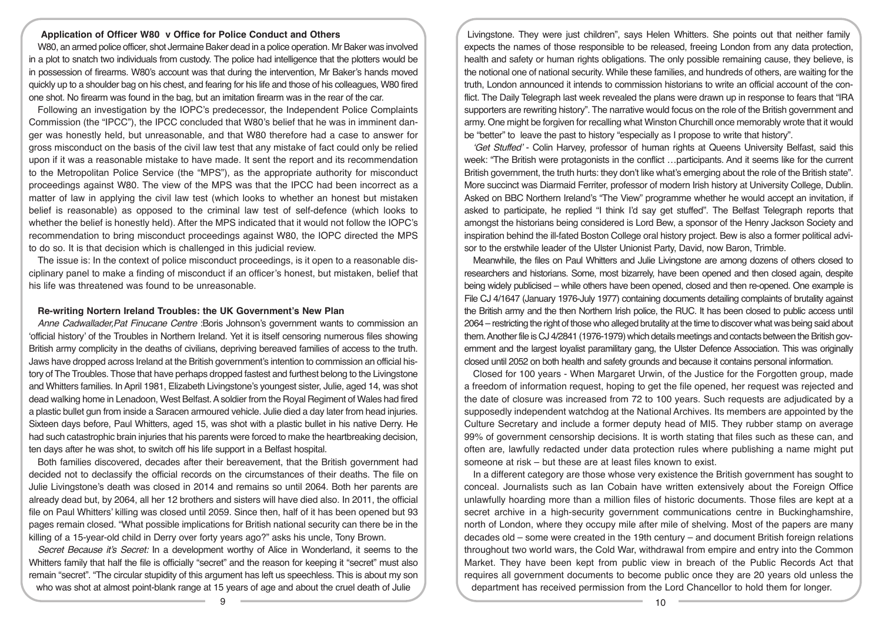### Application of Officer W80 v Office for Police Conduct and Others

W80, an armed police officer, shot Jermaine Baker dead in a police operation. Mr Baker was involved in a plot to snatch two individuals from custody. The police had intelligence that the plotters would be in possession of firearms. W80's account was that during the intervention, Mr Baker's hands moved quickly up to a shoulder bag on his chest, and fearing for his life and those of his colleagues, W80 fired one shot. No firearm was found in the bag, but an imitation firearm was in the rear of the car.

Following an investigation by the IOPC's predecessor, the Independent Police Complaints Commission (the "IPCC"), the IPCC concluded that W80's belief that he was in imminent danger was honestly held, but unreasonable, and that W80 therefore had a case to answer for gross misconduct on the basis of the civil law test that any mistake of fact could only be relied upon if it was a reasonable mistake to have made. It sent the report and its recommendation to the Metropolitan Police Service (the "MPS"), as the appropriate authority for misconduct proceedings against W80. The view of the MPS was that the IPCC had been incorrect as a matter of law in applying the civil law test (which looks to whether an honest but mistaken belief is reasonable) as opposed to the criminal law test of self-defence (which looks to whether the belief is honestly held). After the MPS indicated that it would not follow the IOPC's recommendation to bring misconduct proceedings against W80, the IOPC directed the MPS to do so. It is that decision which is challenged in this judicial review.

The issue is: In the context of police misconduct proceedings, is it open to a reasonable disciplinary panel to make a finding of misconduct if an officer's honest, but mistaken, belief that his life was threatened was found to be unreasonable.

### Re-writing Nortern Ireland Troubles: the UK Government's New Plan

*Anne Cadwallader,Pat Finucane Centre* :Boris Johnson's government wants to commission an 'official history' of the Troubles in Northern Ireland. Yet it is itself censoring numerous files showing British army complicity in the deaths of civilians, depriving bereaved families of access to the truth. Jaws have dropped across Ireland at the British government's intention to commission an official history of The Troubles. Those that have perhaps dropped fastest and furthest belong to the Livingstone and Whitters families. In April 1981, Elizabeth Livingstone's youngest sister, Julie, aged 14, was shot dead walking home in Lenadoon, West Belfast. A soldier from the Royal Regiment of Wales had fired a plastic bullet gun from inside a Saracen armoured vehicle. Julie died a day later from head injuries. Sixteen days before, Paul Whitters, aged 15, was shot with a plastic bullet in his native Derry. He had such catastrophic brain injuries that his parents were forced to make the heartbreaking decision, ten days after he was shot, to switch off his life support in a Belfast hospital.

Both families discovered, decades after their bereavement, that the British government had decided not to declassify the official records on the circumstances of their deaths. The file on Julie Livingstone's death was closed in 2014 and remains so until 2064. Both her parents are already dead but, by 2064, all her 12 brothers and sisters will have died also. In 2011, the official file on Paul Whitters' killing was closed until 2059. Since then, half of it has been opened but 93 pages remain closed. "What possible implications for British national security can there be in the killing of a 15-year-old child in Derry over forty years ago?" asks his uncle, Tony Brown.

*Secret Because it's Secret:* In a development worthy of Alice in Wonderland, it seems to the Whitters family that half the file is officially "secret" and the reason for keeping it "secret" must also remain "secret". "The circular stupidity of this argument has left us speechless. This is about my son who was shot at almost point-blank range at 15 years of age and about the cruel death of Julie Livingstone. They were just children", says Helen Whitters. She points out that neither family expects the names of those responsible to be released, freeing London from any data protection, health and safety or human rights obligations. The only possible remaining cause, they believe, is the notional one of national security. While these families, and hundreds of others, are waiting for the truth, London announced it intends to commission historians to write an official account of the conflict. The Daily Telegraph last week revealed the plans were drawn up in response to fears that "IRA supporters are rewriting history". The narrative would focus on the role of the British government and army. One might be forgiven for recalling what Winston Churchill once memorably wrote that it would be "better" to leave the past to history "especially as I propose to write that history".

*'Get Stuffed'* - Colin Harvey, professor of human rights at Queens University Belfast, said this week: "The British were protagonists in the conflict …participants. And it seems like for the current British government, the truth hurts: they don't like what's emerging about the role of the British state". More succinct was Diarmaid Ferriter, professor of modern Irish history at University College, Dublin. Asked on BBC Northern Ireland's "The View" programme whether he would accept an invitation, if asked to participate, he replied "I think I'd say get stuffed". The Belfast Telegraph reports that amongst the historians being considered is Lord Bew, a sponsor of the Henry Jackson Society and inspiration behind the ill-fated Boston College oral history project. Bew is also a former political advisor to the erstwhile leader of the Ulster Unionist Party, David, now Baron, Trimble.

Meanwhile, the files on Paul Whitters and Julie Livingstone are among dozens of others closed to researchers and historians. Some, most bizarrely, have been opened and then closed again, despite being widely publicised – while others have been opened, closed and then re-opened. One example is File CJ 4/1647 (January 1976-July 1977) containing documents detailing complaints of brutality against the British army and the then Northern Irish police, the RUC. It has been closed to public access until 2064 – restricting the right of those who alleged brutality at the time to discover what was being said about them. Another file is CJ 4/2841 (1976-1979) which details meetings and contacts between the British government and the largest loyalist paramilitary gang, the Ulster Defence Association. This was originally closed until 2052 on both health and safety grounds and because it contains personal information.

Closed for 100 years - When Margaret Urwin, of the Justice for the Forgotten group, made a freedom of information request, hoping to get the file opened, her request was rejected and the date of closure was increased from 72 to 100 years. Such requests are adjudicated by a supposedly independent watchdog at the National Archives. Its members are appointed by the Culture Secretary and include a former deputy head of MI5. They rubber stamp on average 99% of government censorship decisions. It is worth stating that files such as these can, and often are, lawfully redacted under data protection rules where publishing a name might put someone at risk – but these are at least files known to exist.

In a different category are those whose very existence the British government has sought to conceal. Journalists such as Ian Cobain have written extensively about the Foreign Office unlawfully hoarding more than a million files of historic documents. Those files are kept at a secret archive in a high-security government communications centre in Buckinghamshire, north of London, where they occupy mile after mile of shelving. Most of the papers are many decades old – some were created in the 19th century – and document British foreign relations throughout two world wars, the Cold War, withdrawal from empire and entry into the Common Market. They have been kept from public view in breach of the Public Records Act that requires all government documents to become public once they are 20 years old unless the department has received permission from the Lord Chancellor to hold them for longer.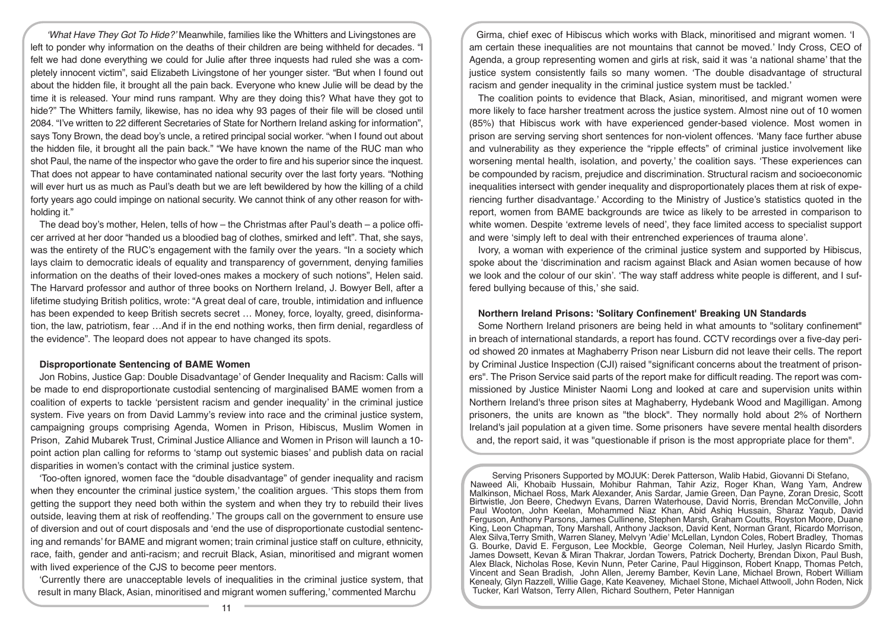*'What Have They Got To Hide?'* Meanwhile, families like the Whitters and Livingstones are left to ponder why information on the deaths of their children are being withheld for decades. "I felt we had done everything we could for Julie after three inquests had ruled she was a completely innocent victim", said Elizabeth Livingstone of her younger sister. "But when I found out about the hidden file, it brought all the pain back. Everyone who knew Julie will be dead by the time it is released. Your mind runs rampant. Why are they doing this? What have they got to hide?" The Whitters family, likewise, has no idea why 93 pages of their file will be closed until 2084. "I've written to 22 different Secretaries of State for Northern Ireland asking for information", says Tony Brown, the dead boy's uncle, a retired principal social worker. "when I found out about the hidden file, it brought all the pain back." "We have known the name of the RUC man who shot Paul, the name of the inspector who gave the order to fire and his superior since the inquest. That does not appear to have contaminated national security over the last forty years. "Nothing will ever hurt us as much as Paul's death but we are left bewildered by how the killing of a child forty years ago could impinge on national security. We cannot think of any other reason for withholding it."

The dead boy's mother, Helen, tells of how – the Christmas after Paul's death – a police officer arrived at her door "handed us a bloodied bag of clothes, smirked and left". That, she says, was the entirety of the RUC's engagement with the family over the years. "In a society which lays claim to democratic ideals of equality and transparency of government, denying families information on the deaths of their loved-ones makes a mockery of such notions", Helen said. The Harvard professor and author of three books on Northern Ireland, J. Bowyer Bell, after a lifetime studying British politics, wrote: "A great deal of care, trouble, intimidation and influence has been expended to keep British secrets secret … Money, force, loyalty, greed, disinformation, the law, patriotism, fear …And if in the end nothing works, then firm denial, regardless of the evidence". The leopard does not appear to have changed its spots.

### Disproportionate Sentencing of BAME Women

Jon Robins, Justice Gap: Double Disadvantage' of Gender Inequality and Racism: Calls will be made to end disproportionate custodial sentencing of marginalised BAME women from a coalition of experts to tackle 'persistent racism and gender inequality' in the criminal justice system. Five years on from David Lammy's review into race and the criminal justice system, campaigning groups comprising Agenda, Women in Prison, Hibiscus, Muslim Women in Prison, Zahid Mubarek Trust, Criminal Justice Alliance and Women in Prison will launch a 10-point action plan calling for reforms to 'stamp out systemic biases' and publish data on racial disparities in women's contact with the criminal justice system.

'Too-often ignored, women face the "double disadvantage" of gender inequality and racism when they encounter the criminal justice system,' the coalition argues. 'This stops them from getting the support they need both within the system and when they try to rebuild their lives outside, leaving them at risk of reoffending.' The groups call on the government to ensure use of diversion and out of court disposals and 'end the use of disproportionate custodial sentencing and remands' for BAME and migrant women; train criminal justice staff on culture, ethnicity, race, faith, gender and anti-racism; and recruit Black, Asian, minoritised and migrant women with lived experience of the CJS to become peer mentors.

'Currently there are unacceptable levels of inequalities in the criminal justice system, that result in many Black, Asian, minoritised and migrant women suffering,' commented Marchu Girma, chief exec of Hibiscus which works with Black, minoritised and migrant women. 'I am certain these inequalities are not mountains that cannot be moved.' Indy Cross, CEO of Agenda, a group representing women and girls at risk, said it was 'a national shame' that the justice system consistently fails so many women. 'The double disadvantage of structural racism and gender inequality in the criminal justice system must be tackled.'

The coalition points to evidence that Black, Asian, minoritised, and migrant women were more likely to face harsher treatment across the justice system. Almost nine out of 10 women (85%) that Hibiscus work with have experienced gender-based violence. Most women in prison are serving serving short sentences for non-violent offences. 'Many face further abuse and vulnerability as they experience the "ripple effects" of criminal justice involvement like worsening mental health, isolation, and poverty,' the coalition says. 'These experiences can be compounded by racism, prejudice and discrimination. Structural racism and socioeconomic inequalities intersect with gender inequality and disproportionately places them at risk of experiencing further disadvantage.' According to the Ministry of Justice's statistics quoted in the report, women from BAME backgrounds are twice as likely to be arrested in comparison to white women. Despite 'extreme levels of need', they face limited access to specialist support and were 'simply left to deal with their entrenched experiences of trauma alone'.

Ivory, a woman with experience of the criminal justice system and supported by Hibiscus, spoke about the 'discrimination and racism against Black and Asian women because of how we look and the colour of our skin'. 'The way staff address white people is different, and I suffered bullying because of this,' she said.

### Northern Ireland Prisons: 'Solitary Confinement' Breaking UN Standards

Some Northern Ireland prisoners are being held in what amounts to "solitary confinement" in breach of international standards, a report has found. CCTV recordings over a five-day period showed 20 inmates at Maghaberry Prison near Lisburn did not leave their cells. The report by Criminal Justice Inspection (CJI) raised "significant concerns about the treatment of prisoners". The Prison Service said parts of the report make for difficult reading. The report was commissioned by Justice Minister Naomi Long and looked at care and supervision units within Northern Ireland's three prison sites at Maghaberry, Hydebank Wood and Magilligan. Among prisoners, the units are known as "the block". They normally hold about 2% of Northern Ireland's jail population at a given time. Some prisoners have severe mental health disorders and, the report said, it was "questionable if prison is the most appropriate place for them".

Serving Prisoners Supported by MOJUK: Derek Patterson, Walib Habid, Giovanni Di Stefano, Naweed Ali, Khobaib Hussain, Mohibur Rahman, Tahir Aziz, Roger Khan, Wang Yam, Andrew Malkinson, Michael Ross, Mark Alexander, Anis Sardar, Jamie Green, Dan Payne, Zoran Dresic, Scott Birtwistle, Jon Beere, Chedwyn Evans, Darren Waterhouse, David Norris, Brendan McConville, John Paul Wooton, John Keelan, Mohammed Niaz Khan, Abid Ashiq Hussain, Sharaz Yaqub, David Ferguson, Anthony Parsons, James Cullinene, Stephen Marsh, Graham Coutts, Royston Moore, Duane King, Leon Chapman, Tony Marshall, Anthony Jackson, David Kent, Norman Grant, Ricardo Morrison, Alex Silva,Terry Smith, Warren Slaney, Melvyn 'Adie' McLellan, Lyndon Coles, Robert Bradley, Thomas G. Bourke, David E. Ferguson, Lee Mockble, George Coleman, Neil Hurley, Jaslyn Ricardo Smith, James Dowsett, Kevan & Miran Thakrar, Jordan Towers, Patrick Docherty, Brendan Dixon, Paul Bush, Alex Black, Nicholas Rose, Kevin Nunn, Peter Carine, Paul Higginson, Robert Knapp, Thomas Petch, Vincent and Sean Bradish, John Allen, Jeremy Bamber, Kevin Lane, Michael Brown, Robert William Kenealy, Glyn Razzell, Willie Gage, Kate Keaveney, Michael Stone, Michael Attwooll, John Roden, Nick Tucker, Karl Watson, Terry Allen, Richard Southern, Peter Hannigan